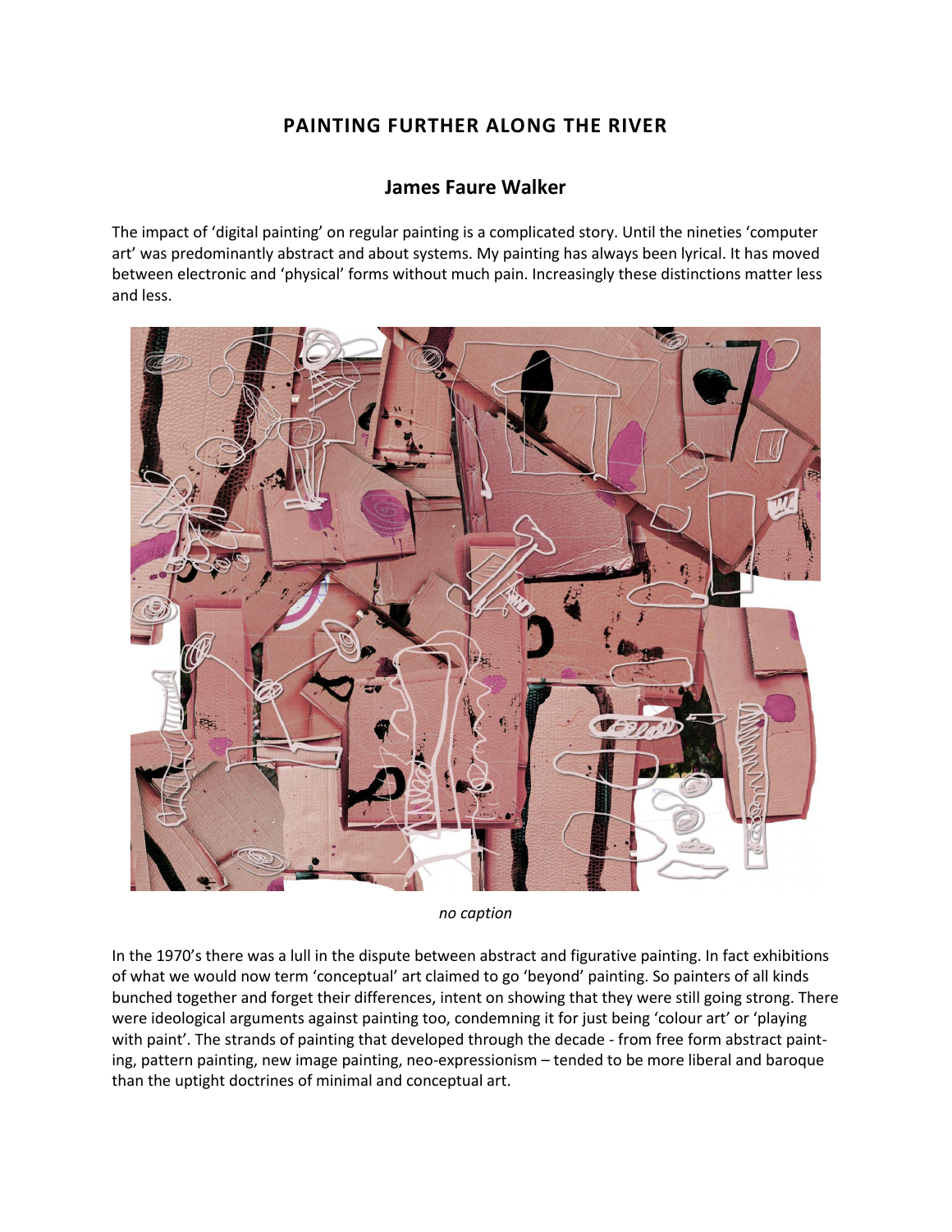# PAINTING FURTHER ALONG THE RIVER

## James Faure Walker

The impact of 'digital painting' on regular painting is a complicated story. Until the nineties 'computer art' was predominantly abstract and about systems. My painting has always been lyrical. It has moved between electronic and 'physical' forms without much pain. Increasingly these distinctions matter less and less.

*no caption*

In the 1970's there was a lull in the dispute between abstract and figurative painting. In fact exhibitions of what we would now term 'conceptual' art claimed to go 'beyond' painting. So painters of all kinds bunched together and forget their differences, intent on showing that they were still going strong. There were ideological arguments against painting too, condemning it for just being 'colour art' or 'playing with paint'. The strands of painting that developed through the decade - from free form abstract painting, pattern painting, new image painting, neo-expressionism – tended to be more liberal and baroque than the uptight doctrines of minimal and conceptual art.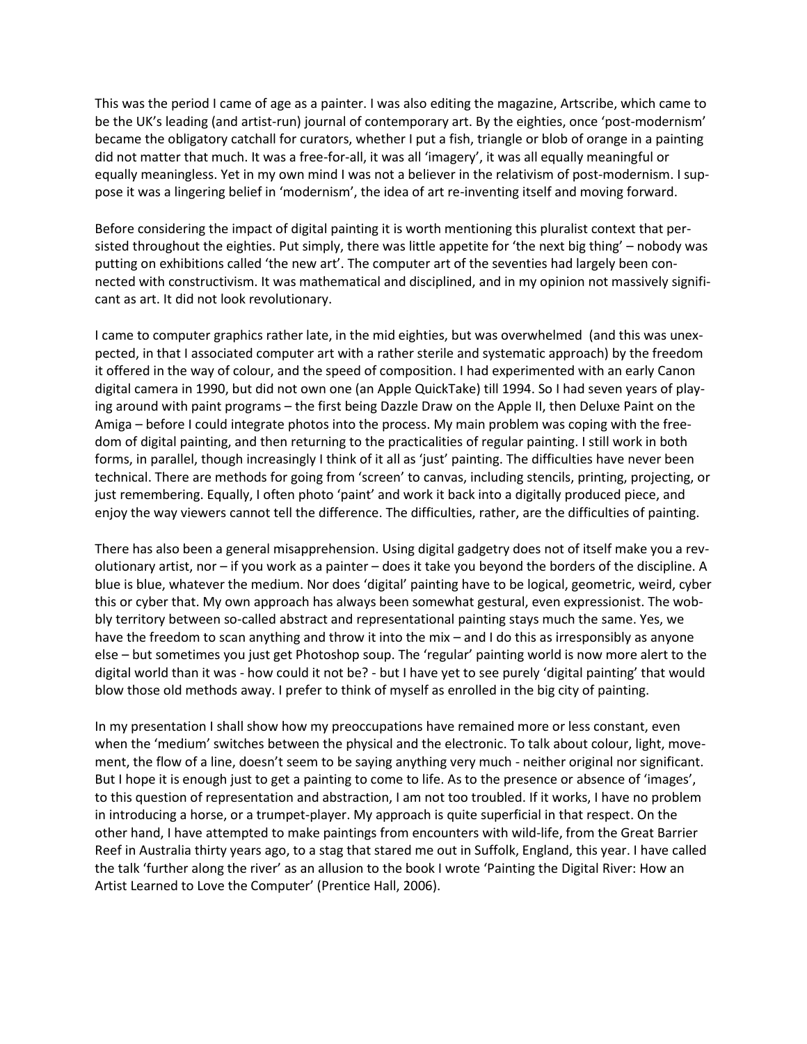This was the period I came of age as a painter. I was also editing the magazine, Artscribe, which came to be the UK's leading (and artist-run) journal of contemporary art. By the eighties, once 'post-modernism' became the obligatory catchall for curators, whether I put a fish, triangle or blob of orange in a painting did not matter that much. It was a free-for-all, it was all 'imagery', it was all equally meaningful or equally meaningless. Yet in my own mind I was not a believer in the relativism of post-modernism. I suppose it was a lingering belief in 'modernism', the idea of art re-inventing itself and moving forward.

Before considering the impact of digital painting it is worth mentioning this pluralist context that persisted throughout the eighties. Put simply, there was little appetite for 'the next big thing' – nobody was putting on exhibitions called 'the new art'. The computer art of the seventies had largely been connected with constructivism. It was mathematical and disciplined, and in my opinion not massively significant as art. It did not look revolutionary.

I came to computer graphics rather late, in the mid eighties, but was overwhelmed (and this was unexpected, in that I associated computer art with a rather sterile and systematic approach) by the freedom it offered in the way of colour, and the speed of composition. I had experimented with an early Canon digital camera in 1990, but did not own one (an Apple QuickTake) till 1994. So I had seven years of playing around with paint programs – the first being Dazzle Draw on the Apple II, then Deluxe Paint on the Amiga – before I could integrate photos into the process. My main problem was coping with the freedom of digital painting, and then returning to the practicalities of regular painting. I still work in both forms, in parallel, though increasingly I think of it all as 'just' painting. The difficulties have never been technical. There are methods for going from 'screen' to canvas, including stencils, printing, projecting, or just remembering. Equally, I often photo 'paint' and work it back into a digitally produced piece, and enjoy the way viewers cannot tell the difference. The difficulties, rather, are the difficulties of painting.

There has also been a general misapprehension. Using digital gadgetry does not of itself make you a revolutionary artist, nor – if you work as a painter – does it take you beyond the borders of the discipline. A blue is blue, whatever the medium. Nor does 'digital' painting have to be logical, geometric, weird, cyber this or cyber that. My own approach has always been somewhat gestural, even expressionist. The wobbly territory between so-called abstract and representational painting stays much the same. Yes, we have the freedom to scan anything and throw it into the mix – and I do this as irresponsibly as anyone else – but sometimes you just get Photoshop soup. The 'regular' painting world is now more alert to the digital world than it was - how could it not be? - but I have yet to see purely 'digital painting' that would blow those old methods away. I prefer to think of myself as enrolled in the big city of painting.

In my presentation I shall show how my preoccupations have remained more or less constant, even when the 'medium' switches between the physical and the electronic. To talk about colour, light, movement, the flow of a line, doesn't seem to be saying anything very much - neither original nor significant. But I hope it is enough just to get a painting to come to life. As to the presence or absence of 'images', to this question of representation and abstraction, I am not too troubled. If it works, I have no problem in introducing a horse, or a trumpet-player. My approach is quite superficial in that respect. On the other hand, I have attempted to make paintings from encounters with wild-life, from the Great Barrier Reef in Australia thirty years ago, to a stag that stared me out in Suffolk, England, this year. I have called the talk 'further along the river' as an allusion to the book I wrote 'Painting the Digital River: How an Artist Learned to Love the Computer' (Prentice Hall, 2006).